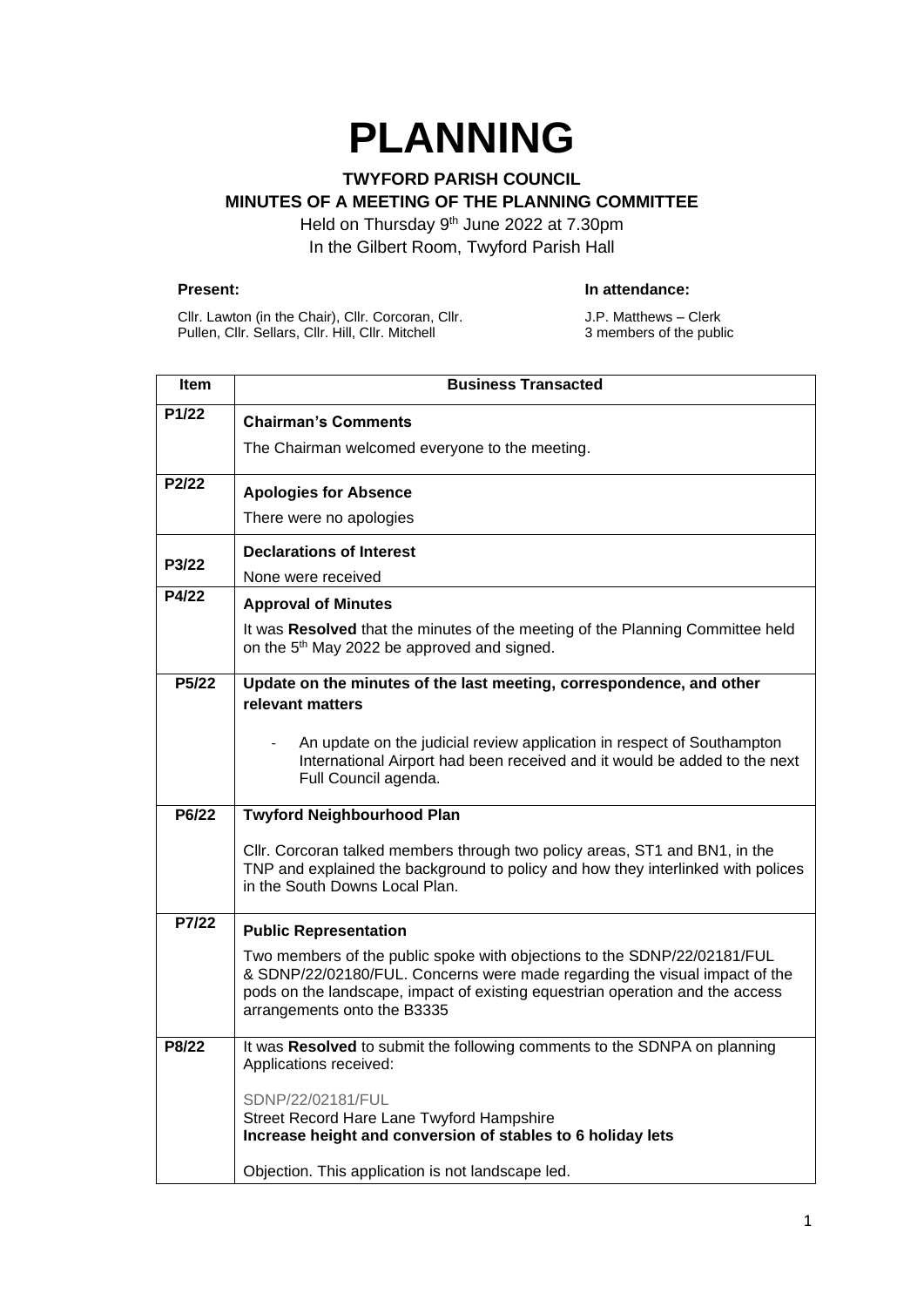# PLANNING

**TWYFORD PARISH COUNCIL**
**MINUTES OF A MEETING OF THE PLANNING COMMITTEE**

Held on Thursday 9th June 2022 at 7.30pm
In the Gilbert Room, Twyford Parish Hall

**Present:**

Cllr. Lawton (in the Chair), Cllr. Corcoran, Cllr. Pullen, Cllr. Sellars, Cllr. Hill, Cllr. Mitchell

**In attendance:**

J.P. Matthews – Clerk
3 members of the public

| Item | Business Transacted |
|---|---|
| P1/22 | **Chairman's Comments**<br>The Chairman welcomed everyone to the meeting. |
| P2/22 | **Apologies for Absence**<br>There were no apologies |
| P3/22 | **Declarations of Interest**<br>None were received |
| P4/22 | **Approval of Minutes**<br>It was **Resolved** that the minutes of the meeting of the Planning Committee held on the 5th May 2022 be approved and signed. |
| P5/22 | **Update on the minutes of the last meeting, correspondence, and other relevant matters**<br>- An update on the judicial review application in respect of Southampton International Airport had been received and it would be added to the next Full Council agenda. |
| P6/22 | **Twyford Neighbourhood Plan**<br>Cllr. Corcoran talked members through two policy areas, ST1 and BN1, in the TNP and explained the background to policy and how they interlinked with polices in the South Downs Local Plan. |
| P7/22 | **Public Representation**<br>Two members of the public spoke with objections to the SDNP/22/02181/FUL & SDNP/22/02180/FUL. Concerns were made regarding the visual impact of the pods on the landscape, impact of existing equestrian operation and the access arrangements onto the B3335 |
| P8/22 | It was **Resolved** to submit the following comments to the SDNPA on planning Applications received:<br><br>SDNP/22/02181/FUL<br>Street Record Hare Lane Twyford Hampshire<br>**Increase height and conversion of stables to 6 holiday lets**<br><br>Objection. This application is not landscape led. |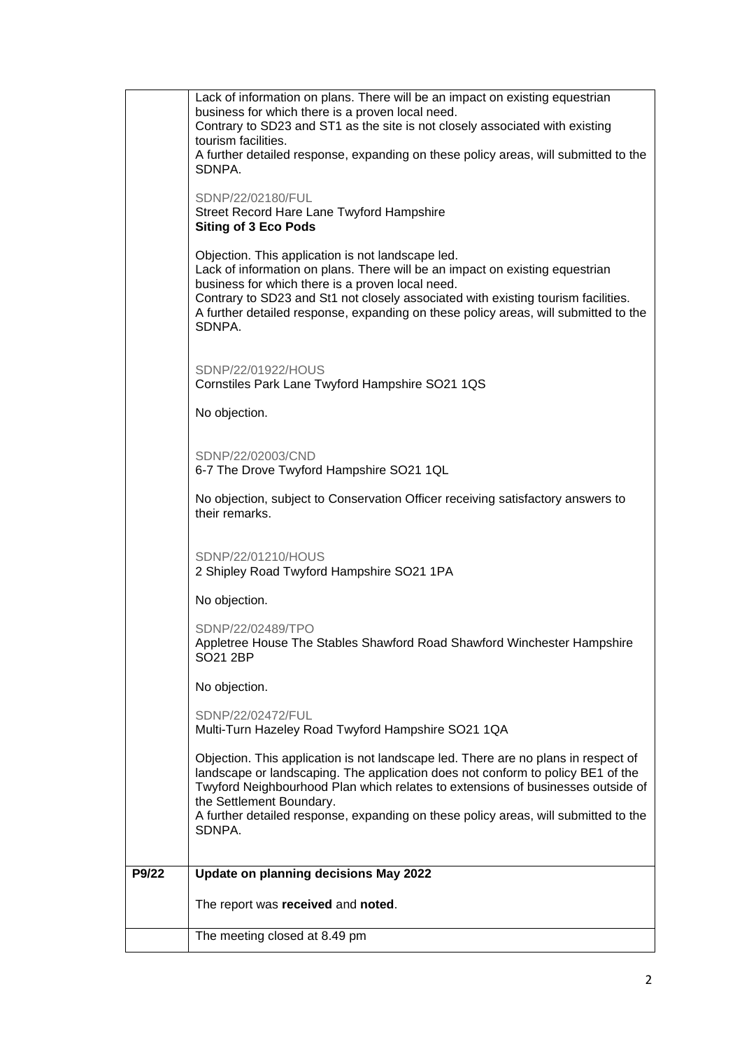|  |  |
|---|---|
|  | Lack of information on plans. There will be an impact on existing equestrian business for which there is a proven local need.<br>Contrary to SD23 and ST1 as the site is not closely associated with existing tourism facilities.<br>A further detailed response, expanding on these policy areas, will submitted to the SDNPA.<br><br>SDNP/22/02180/FUL<br>Street Record Hare Lane Twyford Hampshire<br>**Siting of 3 Eco Pods**<br><br>Objection. This application is not landscape led.<br>Lack of information on plans. There will be an impact on existing equestrian business for which there is a proven local need.<br>Contrary to SD23 and St1 not closely associated with existing tourism facilities.<br>A further detailed response, expanding on these policy areas, will submitted to the SDNPA.<br><br>SDNP/22/01922/HOUS<br>Cornstiles Park Lane Twyford Hampshire SO21 1QS<br><br>No objection.<br><br>SDNP/22/02003/CND<br>6-7 The Drove Twyford Hampshire SO21 1QL<br><br>No objection, subject to Conservation Officer receiving satisfactory answers to their remarks.<br><br>SDNP/22/01210/HOUS<br>2 Shipley Road Twyford Hampshire SO21 1PA<br><br>No objection.<br><br>SDNP/22/02489/TPO<br>Appletree House The Stables Shawford Road Shawford Winchester Hampshire SO21 2BP<br><br>No objection.<br><br>SDNP/22/02472/FUL<br>Multi-Turn Hazeley Road Twyford Hampshire SO21 1QA<br><br>Objection. This application is not landscape led. There are no plans in respect of landscape or landscaping. The application does not conform to policy BE1 of the Twyford Neighbourhood Plan which relates to extensions of businesses outside of the Settlement Boundary.<br>A further detailed response, expanding on these policy areas, will submitted to the SDNPA. |
| **P9/22** | **Update on planning decisions May 2022**<br><br>The report was **received** and **noted**. |
|  | The meeting closed at 8.49 pm |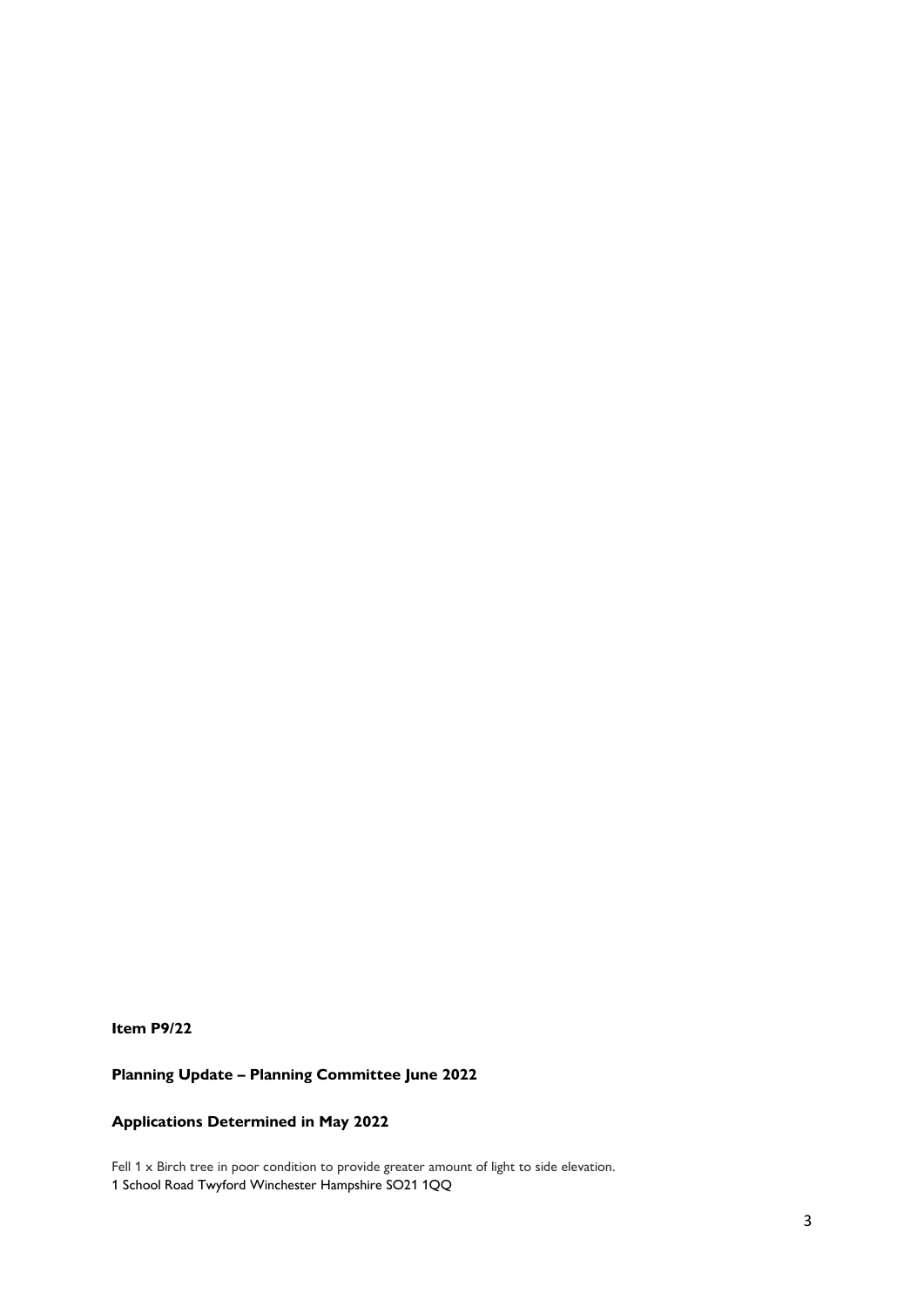**Item P9/22**

**Planning Update – Planning Committee June 2022**

**Applications Determined in May 2022**

Fell 1 x Birch tree in poor condition to provide greater amount of light to side elevation.
1 School Road Twyford Winchester Hampshire SO21 1QQ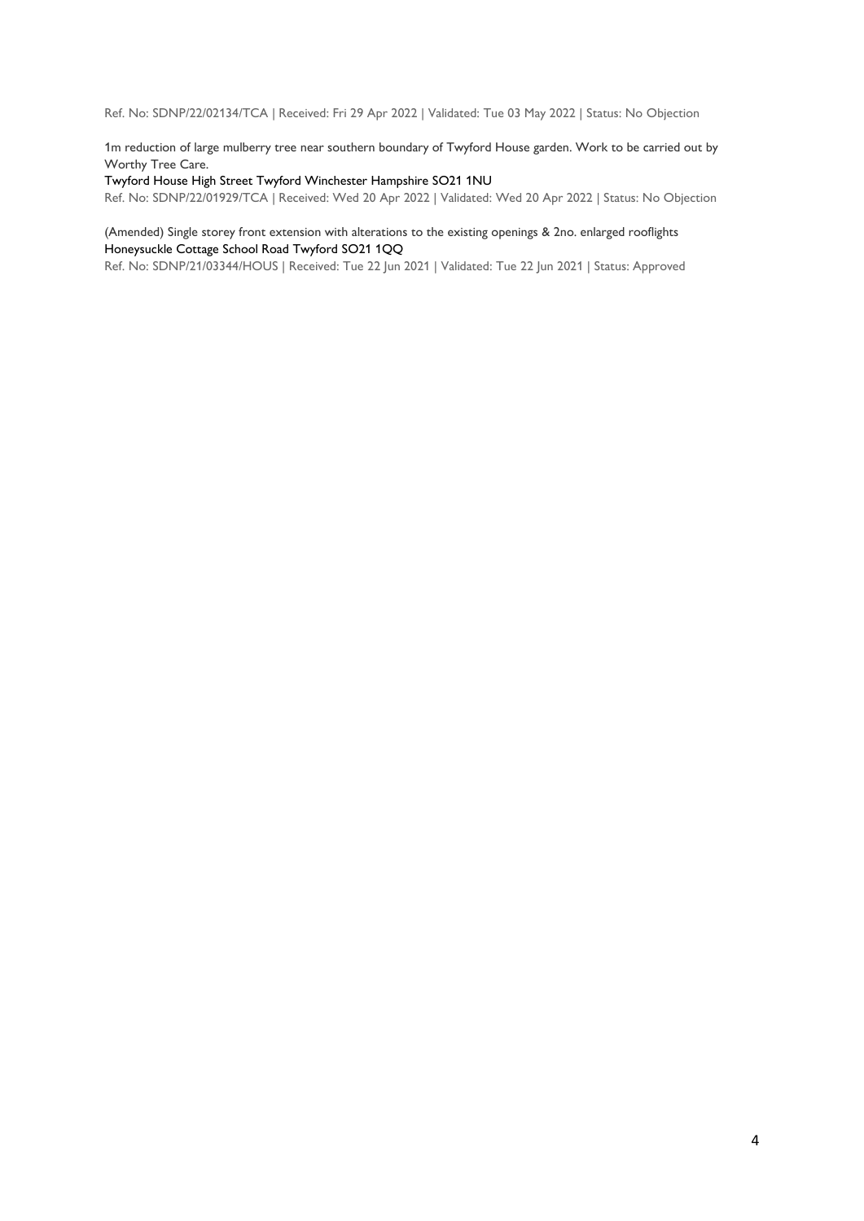Ref. No: SDNP/22/02134/TCA | Received: Fri 29 Apr 2022 | Validated: Tue 03 May 2022 | Status: No Objection

1m reduction of large mulberry tree near southern boundary of Twyford House garden. Work to be carried out by Worthy Tree Care.
Twyford House High Street Twyford Winchester Hampshire SO21 1NU
Ref. No: SDNP/22/01929/TCA | Received: Wed 20 Apr 2022 | Validated: Wed 20 Apr 2022 | Status: No Objection

(Amended) Single storey front extension with alterations to the existing openings & 2no. enlarged rooflights
Honeysuckle Cottage School Road Twyford SO21 1QQ
Ref. No: SDNP/21/03344/HOUS | Received: Tue 22 Jun 2021 | Validated: Tue 22 Jun 2021 | Status: Approved